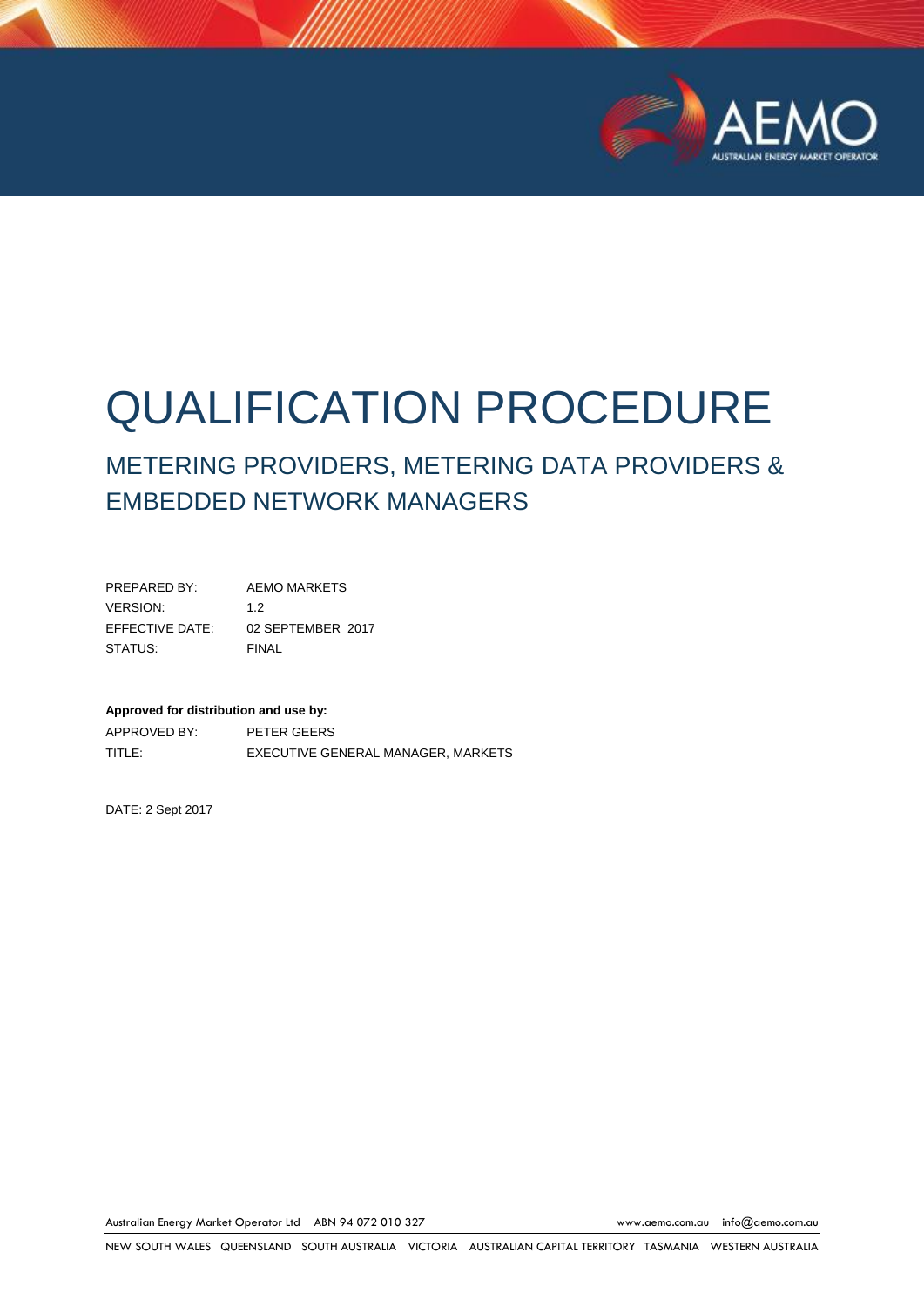# QUALIFICATION PROCEDURE

## METERING PROVIDERS, METERING DATA PROVIDERS & EMBEDDED NETWORK MANAGERS

| | |
|---|---|
| PREPARED BY: | AEMO MARKETS |
| VERSION: | 1.2 |
| EFFECTIVE DATE: | 02 SEPTEMBER 2017 |
| STATUS: | FINAL |

**Approved for distribution and use by:**

| | |
|---|---|
| APPROVED BY: | PETER GEERS |
| TITLE: | EXECUTIVE GENERAL MANAGER, MARKETS |

DATE: 2 Sept 2017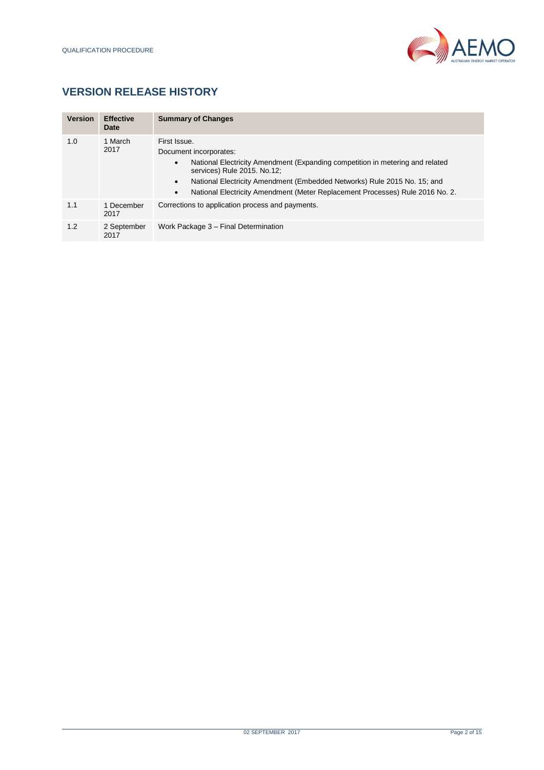## VERSION RELEASE HISTORY

| Version | Effective Date | Summary of Changes |
|---|---|---|
| 1.0 | 1 March 2017 | First Issue.<br>Document incorporates:<br>• National Electricity Amendment (Expanding competition in metering and related services) Rule 2015. No.12;<br>• National Electricity Amendment (Embedded Networks) Rule 2015 No. 15; and<br>• National Electricity Amendment (Meter Replacement Processes) Rule 2016 No. 2. |
| 1.1 | 1 December 2017 | Corrections to application process and payments. |
| 1.2 | 2 September 2017 | Work Package 3 – Final Determination |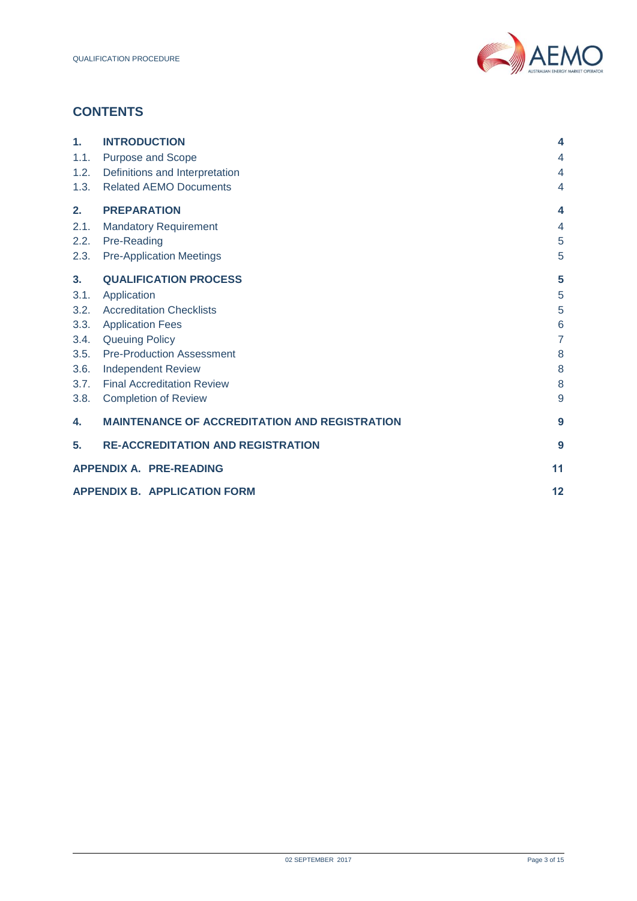## CONTENTS

| | | |
|---|---|---|
| **1.** | **INTRODUCTION** | **4** |
| 1.1. | Purpose and Scope | 4 |
| 1.2. | Definitions and Interpretation | 4 |
| 1.3. | Related AEMO Documents | 4 |
| **2.** | **PREPARATION** | **4** |
| 2.1. | Mandatory Requirement | 4 |
| 2.2. | Pre-Reading | 5 |
| 2.3. | Pre-Application Meetings | 5 |
| **3.** | **QUALIFICATION PROCESS** | **5** |
| 3.1. | Application | 5 |
| 3.2. | Accreditation Checklists | 5 |
| 3.3. | Application Fees | 6 |
| 3.4. | Queuing Policy | 7 |
| 3.5. | Pre-Production Assessment | 8 |
| 3.6. | Independent Review | 8 |
| 3.7. | Final Accreditation Review | 8 |
| 3.8. | Completion of Review | 9 |
| **4.** | **MAINTENANCE OF ACCREDITATION AND REGISTRATION** | **9** |
| **5.** | **RE-ACCREDITATION AND REGISTRATION** | **9** |
| **APPENDIX A.** | **PRE-READING** | **11** |
| **APPENDIX B.** | **APPLICATION FORM** | **12** |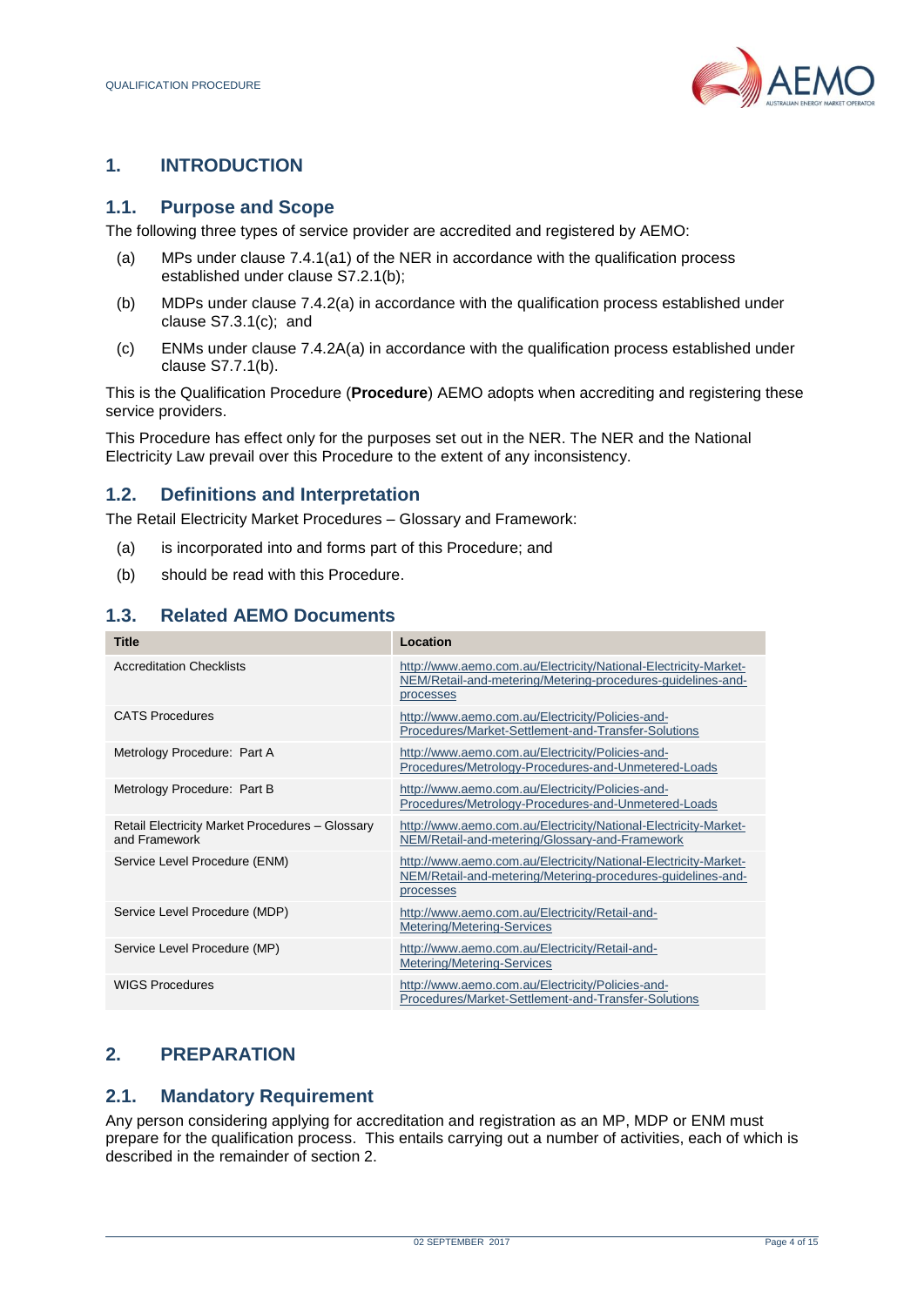# 1. INTRODUCTION

## 1.1. Purpose and Scope

The following three types of service provider are accredited and registered by AEMO:

(a) MPs under clause 7.4.1(a1) of the NER in accordance with the qualification process established under clause S7.2.1(b);

(b) MDPs under clause 7.4.2(a) in accordance with the qualification process established under clause S7.3.1(c); and

(c) ENMs under clause 7.4.2A(a) in accordance with the qualification process established under clause S7.7.1(b).

This is the Qualification Procedure (**Procedure**) AEMO adopts when accrediting and registering these service providers.

This Procedure has effect only for the purposes set out in the NER. The NER and the National Electricity Law prevail over this Procedure to the extent of any inconsistency.

## 1.2. Definitions and Interpretation

The Retail Electricity Market Procedures – Glossary and Framework:

(a) is incorporated into and forms part of this Procedure; and

(b) should be read with this Procedure.

## 1.3. Related AEMO Documents

| Title | Location |
|---|---|
| Accreditation Checklists | http://www.aemo.com.au/Electricity/National-Electricity-Market-NEM/Retail-and-metering/Metering-procedures-guidelines-and-processes |
| CATS Procedures | http://www.aemo.com.au/Electricity/Policies-and-Procedures/Market-Settlement-and-Transfer-Solutions |
| Metrology Procedure: Part A | http://www.aemo.com.au/Electricity/Policies-and-Procedures/Metrology-Procedures-and-Unmetered-Loads |
| Metrology Procedure: Part B | http://www.aemo.com.au/Electricity/Policies-and-Procedures/Metrology-Procedures-and-Unmetered-Loads |
| Retail Electricity Market Procedures – Glossary and Framework | http://www.aemo.com.au/Electricity/National-Electricity-Market-NEM/Retail-and-metering/Glossary-and-Framework |
| Service Level Procedure (ENM) | http://www.aemo.com.au/Electricity/National-Electricity-Market-NEM/Retail-and-metering/Metering-procedures-guidelines-and-processes |
| Service Level Procedure (MDP) | http://www.aemo.com.au/Electricity/Retail-and-Metering/Metering-Services |
| Service Level Procedure (MP) | http://www.aemo.com.au/Electricity/Retail-and-Metering/Metering-Services |
| WIGS Procedures | http://www.aemo.com.au/Electricity/Policies-and-Procedures/Market-Settlement-and-Transfer-Solutions |

# 2. PREPARATION

## 2.1. Mandatory Requirement

Any person considering applying for accreditation and registration as an MP, MDP or ENM must prepare for the qualification process. This entails carrying out a number of activities, each of which is described in the remainder of section 2.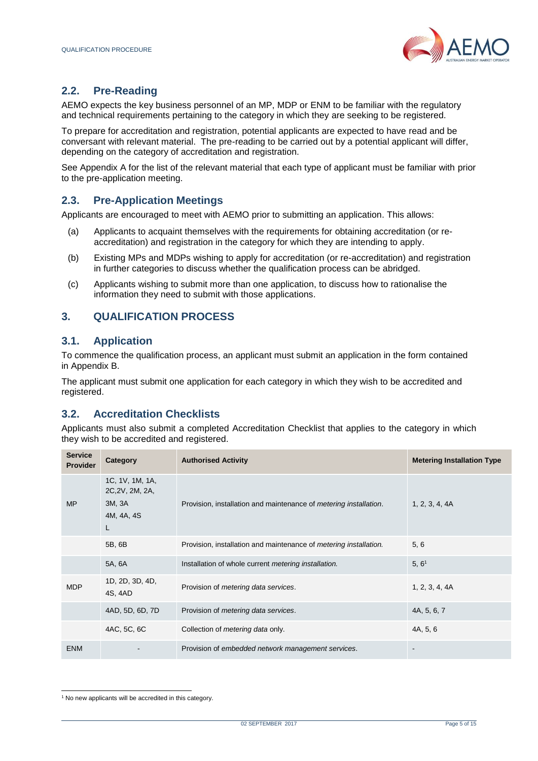## 2.2. Pre-Reading

AEMO expects the key business personnel of an MP, MDP or ENM to be familiar with the regulatory and technical requirements pertaining to the category in which they are seeking to be registered.

To prepare for accreditation and registration, potential applicants are expected to have read and be conversant with relevant material. The pre-reading to be carried out by a potential applicant will differ, depending on the category of accreditation and registration.

See Appendix A for the list of the relevant material that each type of applicant must be familiar with prior to the pre-application meeting.

## 2.3. Pre-Application Meetings

Applicants are encouraged to meet with AEMO prior to submitting an application. This allows:

(a) Applicants to acquaint themselves with the requirements for obtaining accreditation (or re-accreditation) and registration in the category for which they are intending to apply.

(b) Existing MPs and MDPs wishing to apply for accreditation (or re-accreditation) and registration in further categories to discuss whether the qualification process can be abridged.

(c) Applicants wishing to submit more than one application, to discuss how to rationalise the information they need to submit with those applications.

# 3. QUALIFICATION PROCESS

## 3.1. Application

To commence the qualification process, an applicant must submit an application in the form contained in Appendix B.

The applicant must submit one application for each category in which they wish to be accredited and registered.

## 3.2. Accreditation Checklists

Applicants must also submit a completed Accreditation Checklist that applies to the category in which they wish to be accredited and registered.

| Service Provider | Category | Authorised Activity | Metering Installation Type |
|---|---|---|---|
| MP | 1C, 1V, 1M, 1A, 2C,2V, 2M, 2A, 3M, 3A 4M, 4A, 4S L | Provision, installation and maintenance of *metering installation*. | 1, 2, 3, 4, 4A |
| | 5B, 6B | Provision, installation and maintenance of *metering installation*. | 5, 6 |
| | 5A, 6A | Installation of whole current *metering installation.* | 5, 6[1] |
| MDP | 1D, 2D, 3D, 4D, 4S, 4AD | Provision of *metering data services*. | 1, 2, 3, 4, 4A |
| | 4AD, 5D, 6D, 7D | Provision of *metering data services*. | 4A, 5, 6, 7 |
| | 4AC, 5C, 6C | Collection of *metering data* only. | 4A, 5, 6 |
| ENM | - | Provision of *embedded network management services*. | - |

[1] No new applicants will be accredited in this category.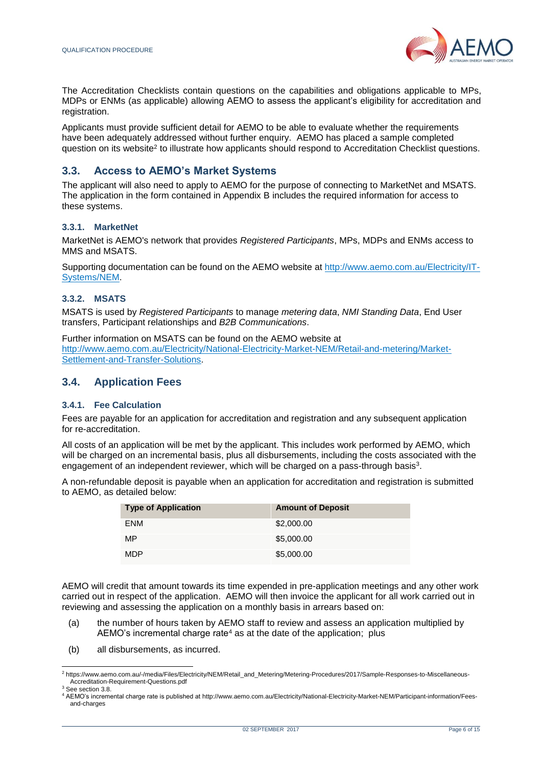The Accreditation Checklists contain questions on the capabilities and obligations applicable to MPs, MDPs or ENMs (as applicable) allowing AEMO to assess the applicant's eligibility for accreditation and registration.

Applicants must provide sufficient detail for AEMO to be able to evaluate whether the requirements have been adequately addressed without further enquiry. AEMO has placed a sample completed question on its website[2] to illustrate how applicants should respond to Accreditation Checklist questions.

## 3.3. Access to AEMO's Market Systems

The applicant will also need to apply to AEMO for the purpose of connecting to MarketNet and MSATS. The application in the form contained in Appendix B includes the required information for access to these systems.

### 3.3.1. MarketNet

MarketNet is AEMO's network that provides *Registered Participants*, MPs, MDPs and ENMs access to MMS and MSATS.

Supporting documentation can be found on the AEMO website at [http://www.aemo.com.au/Electricity/IT-Systems/NEM](http://www.aemo.com.au/Electricity/IT-Systems/NEM).

### 3.3.2. MSATS

MSATS is used by *Registered Participants* to manage *metering data*, *NMI Standing Data*, End User transfers, Participant relationships and *B2B Communications*.

Further information on MSATS can be found on the AEMO website at [http://www.aemo.com.au/Electricity/National-Electricity-Market-NEM/Retail-and-metering/Market-Settlement-and-Transfer-Solutions](http://www.aemo.com.au/Electricity/National-Electricity-Market-NEM/Retail-and-metering/Market-Settlement-and-Transfer-Solutions).

## 3.4. Application Fees

### 3.4.1. Fee Calculation

Fees are payable for an application for accreditation and registration and any subsequent application for re-accreditation.

All costs of an application will be met by the applicant. This includes work performed by AEMO, which will be charged on an incremental basis, plus all disbursements, including the costs associated with the engagement of an independent reviewer, which will be charged on a pass-through basis[3].

A non-refundable deposit is payable when an application for accreditation and registration is submitted to AEMO, as detailed below:

| Type of Application | Amount of Deposit |
|---|---|
| ENM | $2,000.00 |
| MP | $5,000.00 |
| MDP | $5,000.00 |

AEMO will credit that amount towards its time expended in pre-application meetings and any other work carried out in respect of the application. AEMO will then invoice the applicant for all work carried out in reviewing and assessing the application on a monthly basis in arrears based on:

(a) the number of hours taken by AEMO staff to review and assess an application multiplied by AEMO's incremental charge rate[4] as at the date of the application; plus

(b) all disbursements, as incurred.

---

[2] https://www.aemo.com.au/-/media/Files/Electricity/NEM/Retail_and_Metering/Metering-Procedures/2017/Sample-Responses-to-Miscellaneous-Accreditation-Requirement-Questions.pdf

[3] See section 3.8.

[4] AEMO's incremental charge rate is published at http://www.aemo.com.au/Electricity/National-Electricity-Market-NEM/Participant-information/Fees-and-charges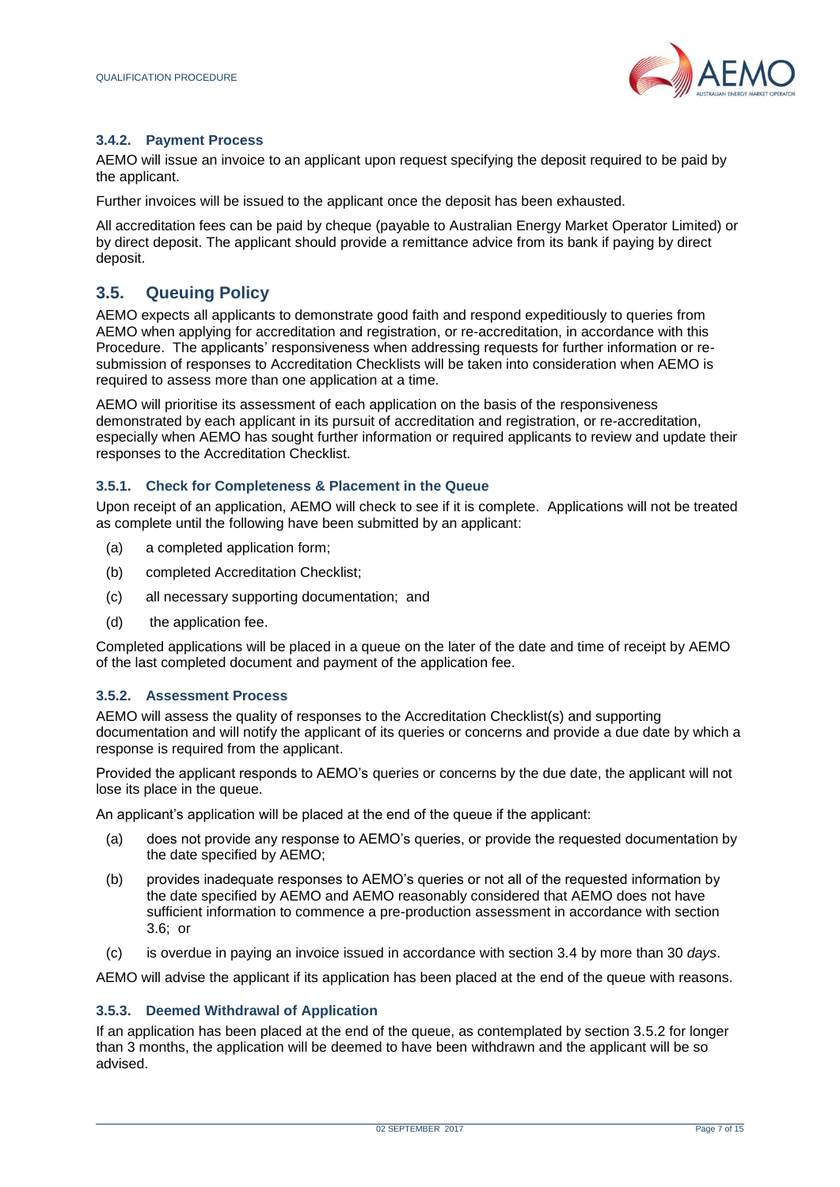### 3.4.2. Payment Process

AEMO will issue an invoice to an applicant upon request specifying the deposit required to be paid by the applicant.

Further invoices will be issued to the applicant once the deposit has been exhausted.

All accreditation fees can be paid by cheque (payable to Australian Energy Market Operator Limited) or by direct deposit. The applicant should provide a remittance advice from its bank if paying by direct deposit.

## 3.5. Queuing Policy

AEMO expects all applicants to demonstrate good faith and respond expeditiously to queries from AEMO when applying for accreditation and registration, or re-accreditation, in accordance with this Procedure. The applicants' responsiveness when addressing requests for further information or re-submission of responses to Accreditation Checklists will be taken into consideration when AEMO is required to assess more than one application at a time.

AEMO will prioritise its assessment of each application on the basis of the responsiveness demonstrated by each applicant in its pursuit of accreditation and registration, or re-accreditation, especially when AEMO has sought further information or required applicants to review and update their responses to the Accreditation Checklist.

### 3.5.1. Check for Completeness & Placement in the Queue

Upon receipt of an application, AEMO will check to see if it is complete. Applications will not be treated as complete until the following have been submitted by an applicant:

(a) a completed application form;

(b) completed Accreditation Checklist;

(c) all necessary supporting documentation; and

(d) the application fee.

Completed applications will be placed in a queue on the later of the date and time of receipt by AEMO of the last completed document and payment of the application fee.

### 3.5.2. Assessment Process

AEMO will assess the quality of responses to the Accreditation Checklist(s) and supporting documentation and will notify the applicant of its queries or concerns and provide a due date by which a response is required from the applicant.

Provided the applicant responds to AEMO's queries or concerns by the due date, the applicant will not lose its place in the queue.

An applicant's application will be placed at the end of the queue if the applicant:

(a) does not provide any response to AEMO's queries, or provide the requested documentation by the date specified by AEMO;

(b) provides inadequate responses to AEMO's queries or not all of the requested information by the date specified by AEMO and AEMO reasonably considered that AEMO does not have sufficient information to commence a pre-production assessment in accordance with section 3.6; or

(c) is overdue in paying an invoice issued in accordance with section 3.4 by more than 30 *days*.

AEMO will advise the applicant if its application has been placed at the end of the queue with reasons.

### 3.5.3. Deemed Withdrawal of Application

If an application has been placed at the end of the queue, as contemplated by section 3.5.2 for longer than 3 months, the application will be deemed to have been withdrawn and the applicant will be so advised.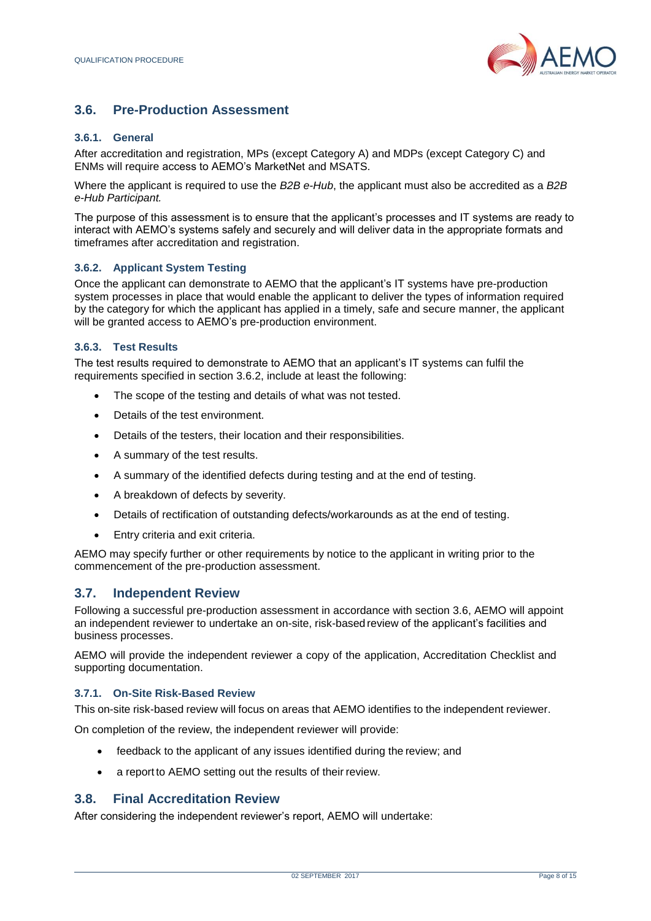## 3.6. Pre-Production Assessment

### 3.6.1. General

After accreditation and registration, MPs (except Category A) and MDPs (except Category C) and ENMs will require access to AEMO's MarketNet and MSATS.

Where the applicant is required to use the *B2B e-Hub*, the applicant must also be accredited as a *B2B e-Hub Participant.*

The purpose of this assessment is to ensure that the applicant's processes and IT systems are ready to interact with AEMO's systems safely and securely and will deliver data in the appropriate formats and timeframes after accreditation and registration.

### 3.6.2. Applicant System Testing

Once the applicant can demonstrate to AEMO that the applicant's IT systems have pre-production system processes in place that would enable the applicant to deliver the types of information required by the category for which the applicant has applied in a timely, safe and secure manner, the applicant will be granted access to AEMO's pre-production environment.

### 3.6.3. Test Results

The test results required to demonstrate to AEMO that an applicant's IT systems can fulfil the requirements specified in section 3.6.2, include at least the following:

- The scope of the testing and details of what was not tested.
- Details of the test environment.
- Details of the testers, their location and their responsibilities.
- A summary of the test results.
- A summary of the identified defects during testing and at the end of testing.
- A breakdown of defects by severity.
- Details of rectification of outstanding defects/workarounds as at the end of testing.
- Entry criteria and exit criteria.

AEMO may specify further or other requirements by notice to the applicant in writing prior to the commencement of the pre-production assessment.

## 3.7. Independent Review

Following a successful pre-production assessment in accordance with section 3.6, AEMO will appoint an independent reviewer to undertake an on-site, risk-based review of the applicant's facilities and business processes.

AEMO will provide the independent reviewer a copy of the application, Accreditation Checklist and supporting documentation.

### 3.7.1. On-Site Risk-Based Review

This on-site risk-based review will focus on areas that AEMO identifies to the independent reviewer.

On completion of the review, the independent reviewer will provide:

- feedback to the applicant of any issues identified during the review; and
- a report to AEMO setting out the results of their review.

## 3.8. Final Accreditation Review

After considering the independent reviewer's report, AEMO will undertake: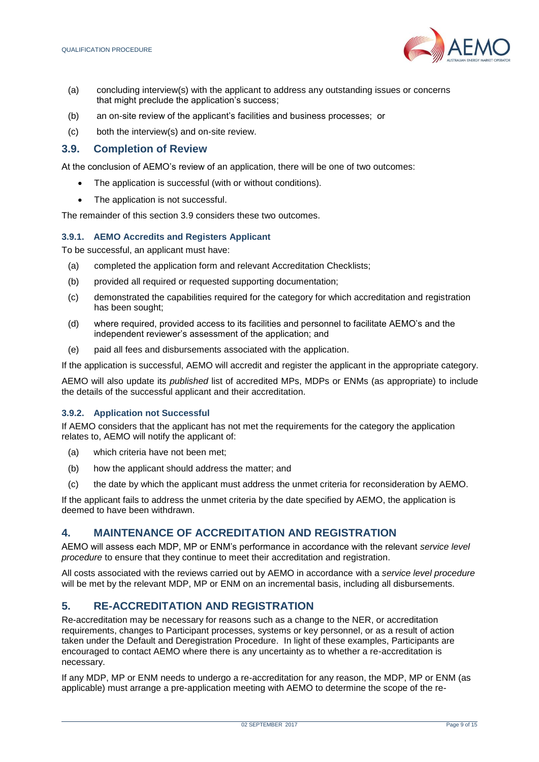(a) concluding interview(s) with the applicant to address any outstanding issues or concerns that might preclude the application's success;

(b) an on-site review of the applicant's facilities and business processes; or

(c) both the interview(s) and on-site review.

## 3.9. Completion of Review

At the conclusion of AEMO's review of an application, there will be one of two outcomes:

- The application is successful (with or without conditions).
- The application is not successful.

The remainder of this section 3.9 considers these two outcomes.

### 3.9.1. AEMO Accredits and Registers Applicant

To be successful, an applicant must have:

(a) completed the application form and relevant Accreditation Checklists;

(b) provided all required or requested supporting documentation;

(c) demonstrated the capabilities required for the category for which accreditation and registration has been sought;

(d) where required, provided access to its facilities and personnel to facilitate AEMO's and the independent reviewer's assessment of the application; and

(e) paid all fees and disbursements associated with the application.

If the application is successful, AEMO will accredit and register the applicant in the appropriate category.

AEMO will also update its *published* list of accredited MPs, MDPs or ENMs (as appropriate) to include the details of the successful applicant and their accreditation.

### 3.9.2. Application not Successful

If AEMO considers that the applicant has not met the requirements for the category the application relates to, AEMO will notify the applicant of:

(a) which criteria have not been met;

(b) how the applicant should address the matter; and

(c) the date by which the applicant must address the unmet criteria for reconsideration by AEMO.

If the applicant fails to address the unmet criteria by the date specified by AEMO, the application is deemed to have been withdrawn.

# 4. MAINTENANCE OF ACCREDITATION AND REGISTRATION

AEMO will assess each MDP, MP or ENM's performance in accordance with the relevant *service level procedure* to ensure that they continue to meet their accreditation and registration.

All costs associated with the reviews carried out by AEMO in accordance with a *service level procedure* will be met by the relevant MDP, MP or ENM on an incremental basis, including all disbursements.

# 5. RE-ACCREDITATION AND REGISTRATION

Re-accreditation may be necessary for reasons such as a change to the NER, or accreditation requirements, changes to Participant processes, systems or key personnel, or as a result of action taken under the Default and Deregistration Procedure. In light of these examples, Participants are encouraged to contact AEMO where there is any uncertainty as to whether a re-accreditation is necessary.

If any MDP, MP or ENM needs to undergo a re-accreditation for any reason, the MDP, MP or ENM (as applicable) must arrange a pre-application meeting with AEMO to determine the scope of the re-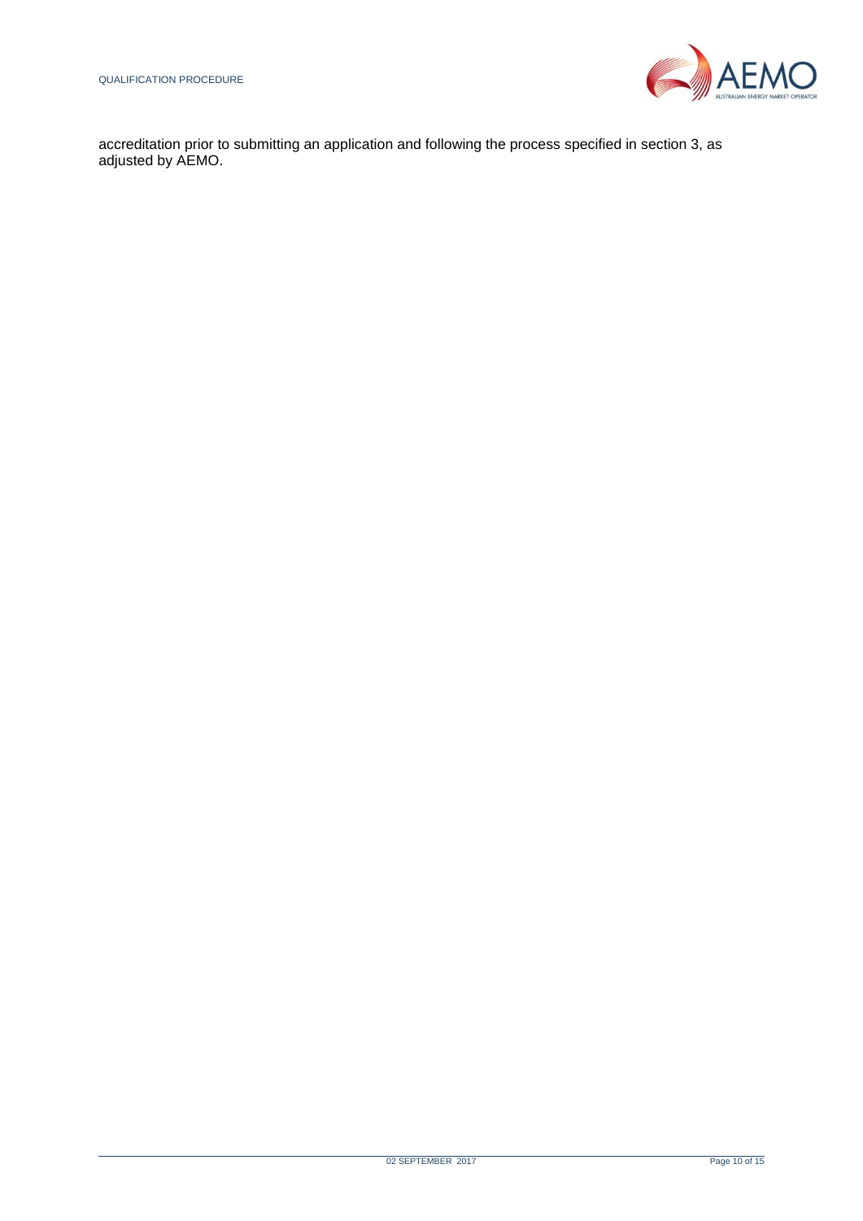accreditation prior to submitting an application and following the process specified in section 3, as adjusted by AEMO.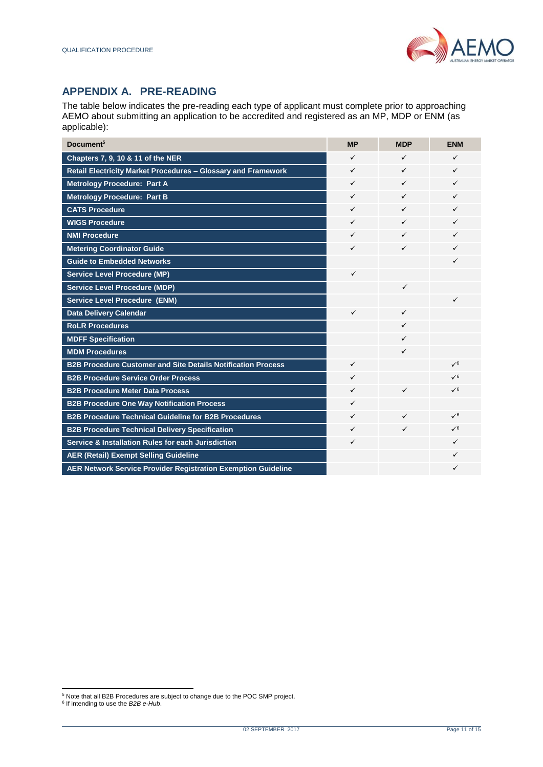## APPENDIX A. PRE-READING

The table below indicates the pre-reading each type of applicant must complete prior to approaching AEMO about submitting an application to be accredited and registered as an MP, MDP or ENM (as applicable):

| Document[5] | MP | MDP | ENM |
|---|---|---|---|
| Chapters 7, 9, 10 & 11 of the NER | ✓ | ✓ | ✓ |
| Retail Electricity Market Procedures – Glossary and Framework | ✓ | ✓ | ✓ |
| Metrology Procedure: Part A | ✓ | ✓ | ✓ |
| Metrology Procedure: Part B | ✓ | ✓ | ✓ |
| CATS Procedure | ✓ | ✓ | ✓ |
| WIGS Procedure | ✓ | ✓ | ✓ |
| NMI Procedure | ✓ | ✓ | ✓ |
| Metering Coordinator Guide | ✓ | ✓ | ✓ |
| Guide to Embedded Networks | | | ✓ |
| Service Level Procedure (MP) | ✓ | | |
| Service Level Procedure (MDP) | | ✓ | |
| Service Level Procedure (ENM) | | | ✓ |
| Data Delivery Calendar | ✓ | ✓ | |
| RoLR Procedures | | ✓ | |
| MDFF Specification | | ✓ | |
| MDM Procedures | | ✓ | |
| B2B Procedure Customer and Site Details Notification Process | ✓ | | ✓[6] |
| B2B Procedure Service Order Process | ✓ | | ✓[6] |
| B2B Procedure Meter Data Process | ✓ | ✓ | ✓[6] |
| B2B Procedure One Way Notification Process | ✓ | | |
| B2B Procedure Technical Guideline for B2B Procedures | ✓ | ✓ | ✓[6] |
| B2B Procedure Technical Delivery Specification | ✓ | ✓ | ✓[6] |
| Service & Installation Rules for each Jurisdiction | ✓ | | ✓ |
| AER (Retail) Exempt Selling Guideline | | | ✓ |
| AER Network Service Provider Registration Exemption Guideline | | | ✓ |

[5] Note that all B2B Procedures are subject to change due to the POC SMP project.

[6] If intending to use the *B2B e-Hub*.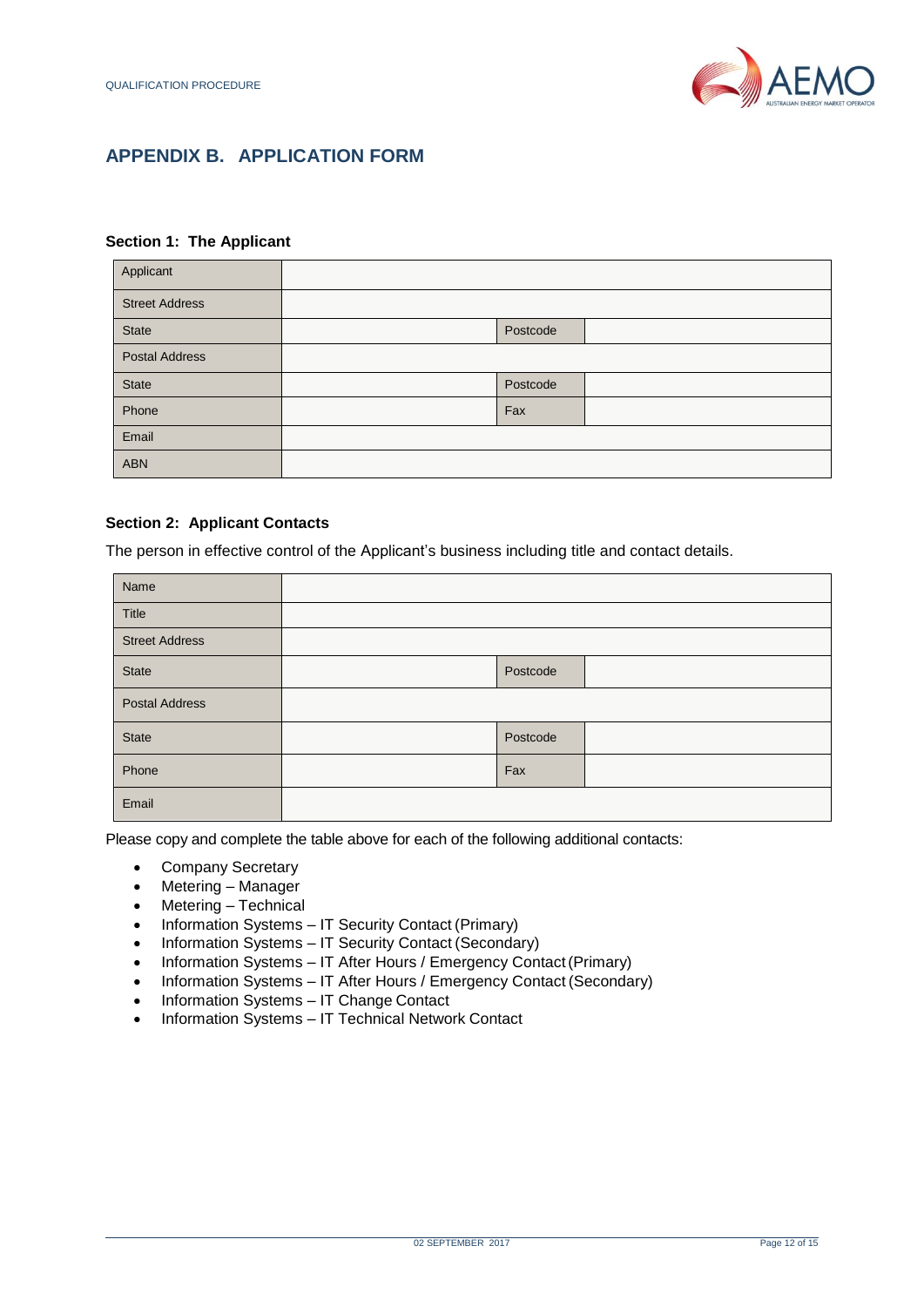# APPENDIX B. APPLICATION FORM

### Section 1: The Applicant

| Applicant | | | |
|---|---|---|---|
| Street Address | | | |
| State | | Postcode | |
| Postal Address | | | |
| State | | Postcode | |
| Phone | | Fax | |
| Email | | | |
| ABN | | | |

### Section 2: Applicant Contacts

The person in effective control of the Applicant's business including title and contact details.

| Name | | | |
|---|---|---|---|
| Title | | | |
| Street Address | | | |
| State | | Postcode | |
| Postal Address | | | |
| State | | Postcode | |
| Phone | | Fax | |
| Email | | | |

Please copy and complete the table above for each of the following additional contacts:

- Company Secretary
- Metering – Manager
- Metering – Technical
- Information Systems – IT Security Contact (Primary)
- Information Systems – IT Security Contact (Secondary)
- Information Systems – IT After Hours / Emergency Contact (Primary)
- Information Systems – IT After Hours / Emergency Contact (Secondary)
- Information Systems – IT Change Contact
- Information Systems – IT Technical Network Contact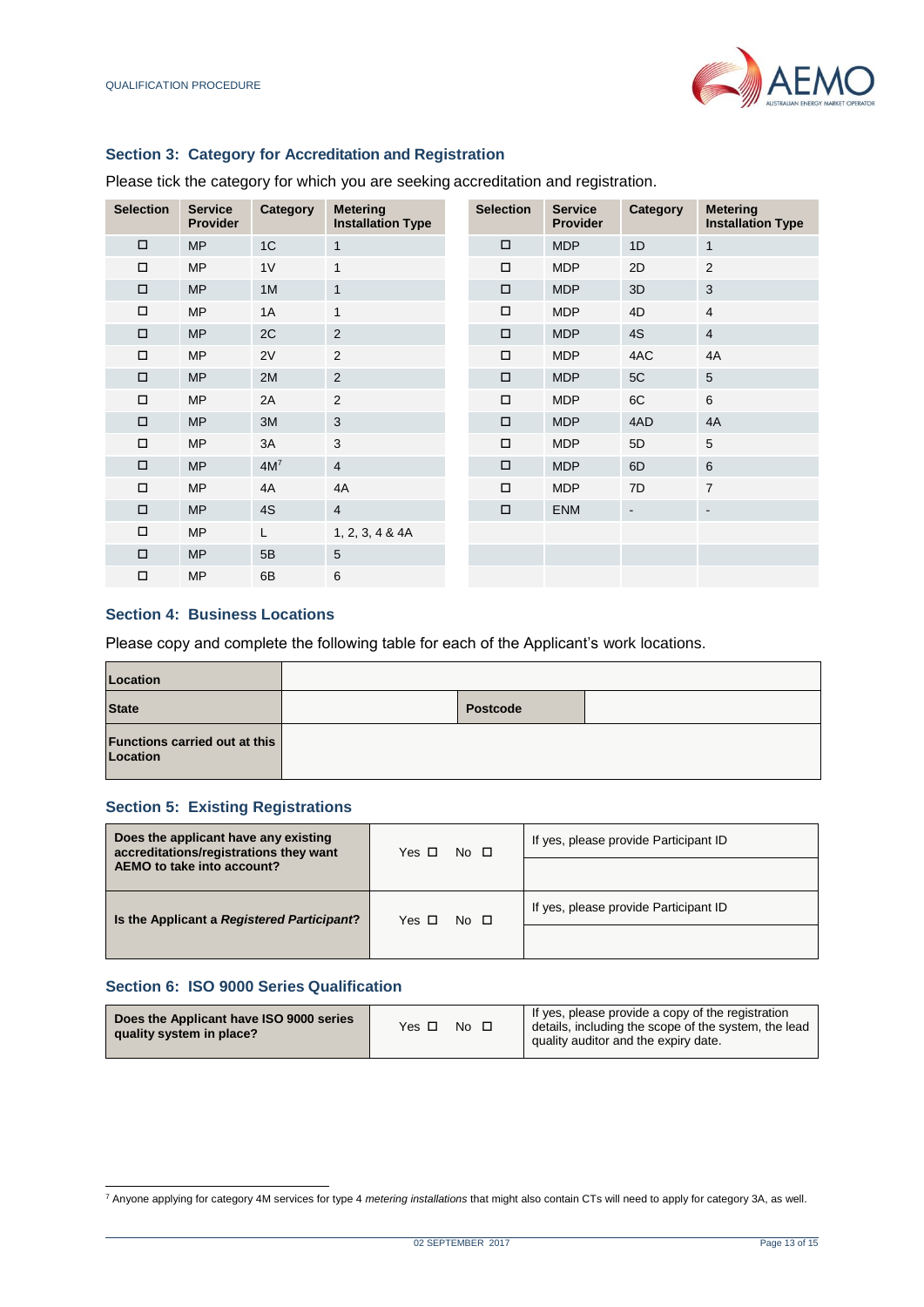### Section 3: Category for Accreditation and Registration

Please tick the category for which you are seeking accreditation and registration.

| Selection | Service Provider | Category | Metering Installation Type | Selection | Service Provider | Category | Metering Installation Type |
|---|---|---|---|---|---|---|---|
| ☐ | MP | 1C | 1 | ☐ | MDP | 1D | 1 |
| ☐ | MP | 1V | 1 | ☐ | MDP | 2D | 2 |
| ☐ | MP | 1M | 1 | ☐ | MDP | 3D | 3 |
| ☐ | MP | 1A | 1 | ☐ | MDP | 4D | 4 |
| ☐ | MP | 2C | 2 | ☐ | MDP | 4S | 4 |
| ☐ | MP | 2V | 2 | ☐ | MDP | 4AC | 4A |
| ☐ | MP | 2M | 2 | ☐ | MDP | 5C | 5 |
| ☐ | MP | 2A | 2 | ☐ | MDP | 6C | 6 |
| ☐ | MP | 3M | 3 | ☐ | MDP | 4AD | 4A |
| ☐ | MP | 3A | 3 | ☐ | MDP | 5D | 5 |
| ☐ | MP | 4M[7] | 4 | ☐ | MDP | 6D | 6 |
| ☐ | MP | 4A | 4A | ☐ | MDP | 7D | 7 |
| ☐ | MP | 4S | 4 | ☐ | ENM | - | - |
| ☐ | MP | L | 1, 2, 3, 4 & 4A | | | | |
| ☐ | MP | 5B | 5 | | | | |
| ☐ | MP | 6B | 6 | | | | |

### Section 4: Business Locations

Please copy and complete the following table for each of the Applicant's work locations.

| **Location** | | | |
|---|---|---|---|
| **State** | | **Postcode** | |
| **Functions carried out at this Location** | | | |

### Section 5: Existing Registrations

| **Does the applicant have any existing accreditations/registrations they want AEMO to take into account?** | Yes ☐ No ☐ | If yes, please provide Participant ID |
|---|---|---|
| | | |
| **Is the Applicant a *Registered Participant*?** | Yes ☐ No ☐ | If yes, please provide Participant ID |
| | | |

### Section 6: ISO 9000 Series Qualification

| **Does the Applicant have ISO 9000 series quality system in place?** | Yes ☐ No ☐ | If yes, please provide a copy of the registration details, including the scope of the system, the lead quality auditor and the expiry date. |
|---|---|---|

[7] Anyone applying for category 4M services for type 4 *metering installations* that might also contain CTs will need to apply for category 3A, as well.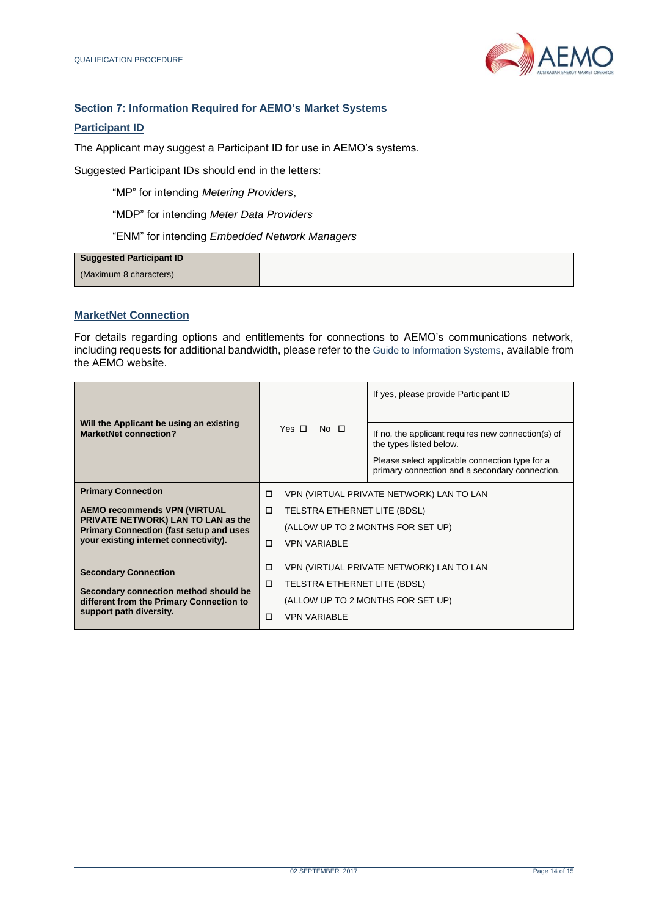### Section 7: Information Required for AEMO's Market Systems

#### Participant ID

The Applicant may suggest a Participant ID for use in AEMO's systems.

Suggested Participant IDs should end in the letters:

"MP" for intending *Metering Providers*,

"MDP" for intending *Meter Data Providers*

"ENM" for intending *Embedded Network Managers*

| **Suggested Participant ID** (Maximum 8 characters) | |
|---|---|

#### MarketNet Connection

For details regarding options and entitlements for connections to AEMO's communications network, including requests for additional bandwidth, please refer to the Guide to Information Systems, available from the AEMO website.

| | | |
|---|---|---|
| **Will the Applicant be using an existing MarketNet connection?** | Yes ☐ No ☐ | If yes, please provide Participant ID |
| | | If no, the applicant requires new connection(s) of the types listed below. Please select applicable connection type for a primary connection and a secondary connection. |
| **Primary Connection** **AEMO recommends VPN (VIRTUAL PRIVATE NETWORK) LAN TO LAN as the Primary Connection (fast setup and uses your existing internet connectivity).** | ☐ VPN (VIRTUAL PRIVATE NETWORK) LAN TO LAN<br>☐ TELSTRA ETHERNET LITE (BDSL) (ALLOW UP TO 2 MONTHS FOR SET UP)<br>☐ VPN VARIABLE | |
| **Secondary Connection** **Secondary connection method should be different from the Primary Connection to support path diversity.** | ☐ VPN (VIRTUAL PRIVATE NETWORK) LAN TO LAN<br>☐ TELSTRA ETHERNET LITE (BDSL) (ALLOW UP TO 2 MONTHS FOR SET UP)<br>☐ VPN VARIABLE | |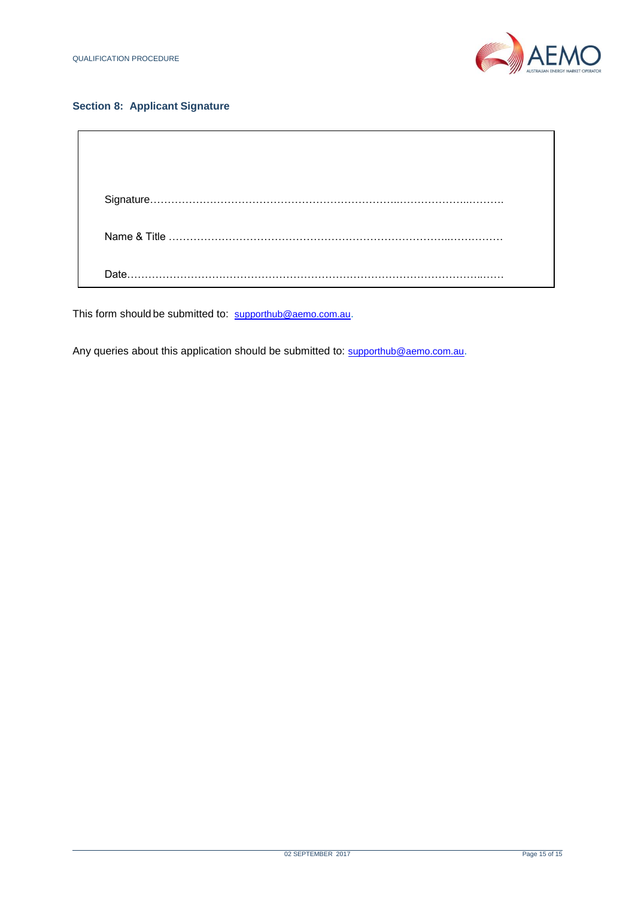## Section 8: Applicant Signature

| |
|---|
| Signature………………………………………………………………..……………..………. |
| Name & Title …………………………………………………………………..…………… |
| Date…………………………………………………………………………………………..…… |

This form should be submitted to: supporthub@aemo.com.au.

Any queries about this application should be submitted to: supporthub@aemo.com.au.